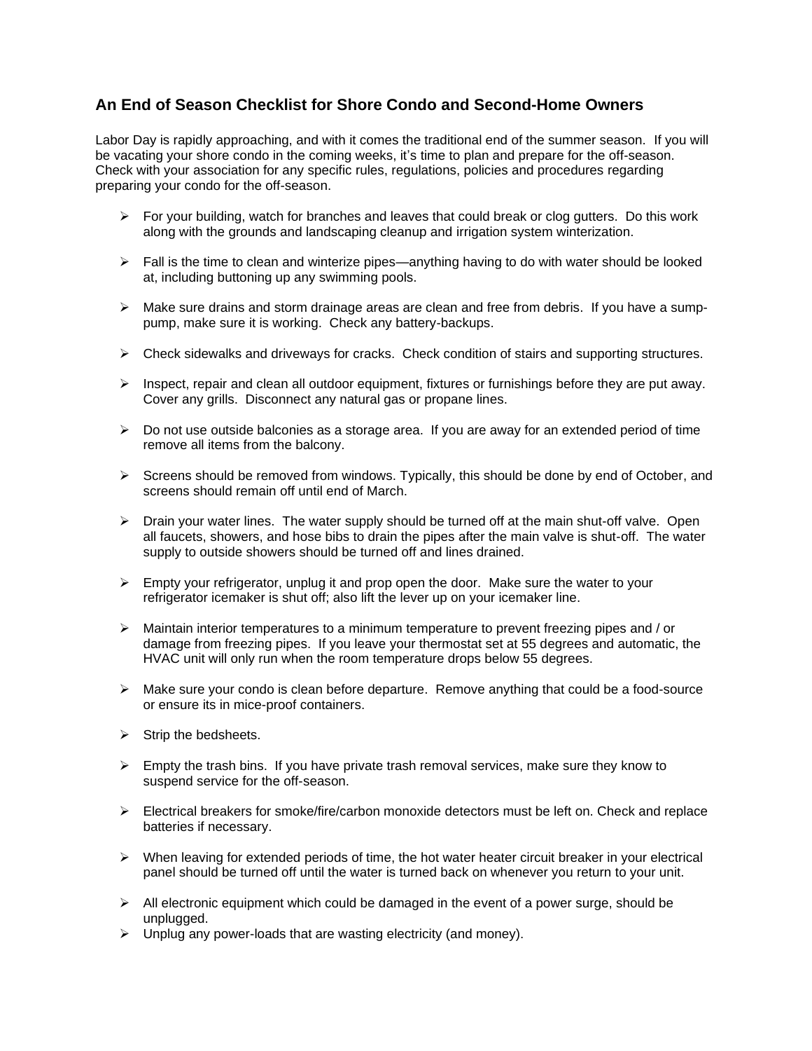## An End of Season Checklist for Shore Condo and Second-Home Owners

Labor Day is rapidly approaching, and with it comes the traditional end of the summer season. If you will be vacating your shore condo in the coming weeks, it's time to plan and prepare for the off-season. Check with your association for any specific rules, regulations, policies and procedures regarding preparing your condo for the off-season.

- For your building, watch for branches and leaves that could break or clog gutters. Do this work along with the grounds and landscaping cleanup and irrigation system winterization.
- Fall is the time to clean and winterize pipes—anything having to do with water should be looked at, including buttoning up any swimming pools.
- Make sure drains and storm drainage areas are clean and free from debris. If you have a sump-pump, make sure it is working. Check any battery-backups.
- Check sidewalks and driveways for cracks. Check condition of stairs and supporting structures.
- Inspect, repair and clean all outdoor equipment, fixtures or furnishings before they are put away. Cover any grills. Disconnect any natural gas or propane lines.
- Do not use outside balconies as a storage area. If you are away for an extended period of time remove all items from the balcony.
- Screens should be removed from windows. Typically, this should be done by end of October, and screens should remain off until end of March.
- Drain your water lines. The water supply should be turned off at the main shut-off valve. Open all faucets, showers, and hose bibs to drain the pipes after the main valve is shut-off. The water supply to outside showers should be turned off and lines drained.
- Empty your refrigerator, unplug it and prop open the door. Make sure the water to your refrigerator icemaker is shut off; also lift the lever up on your icemaker line.
- Maintain interior temperatures to a minimum temperature to prevent freezing pipes and / or damage from freezing pipes. If you leave your thermostat set at 55 degrees and automatic, the HVAC unit will only run when the room temperature drops below 55 degrees.
- Make sure your condo is clean before departure. Remove anything that could be a food-source or ensure its in mice-proof containers.
- Strip the bedsheets.
- Empty the trash bins. If you have private trash removal services, make sure they know to suspend service for the off-season.
- Electrical breakers for smoke/fire/carbon monoxide detectors must be left on. Check and replace batteries if necessary.
- When leaving for extended periods of time, the hot water heater circuit breaker in your electrical panel should be turned off until the water is turned back on whenever you return to your unit.
- All electronic equipment which could be damaged in the event of a power surge, should be unplugged.
- Unplug any power-loads that are wasting electricity (and money).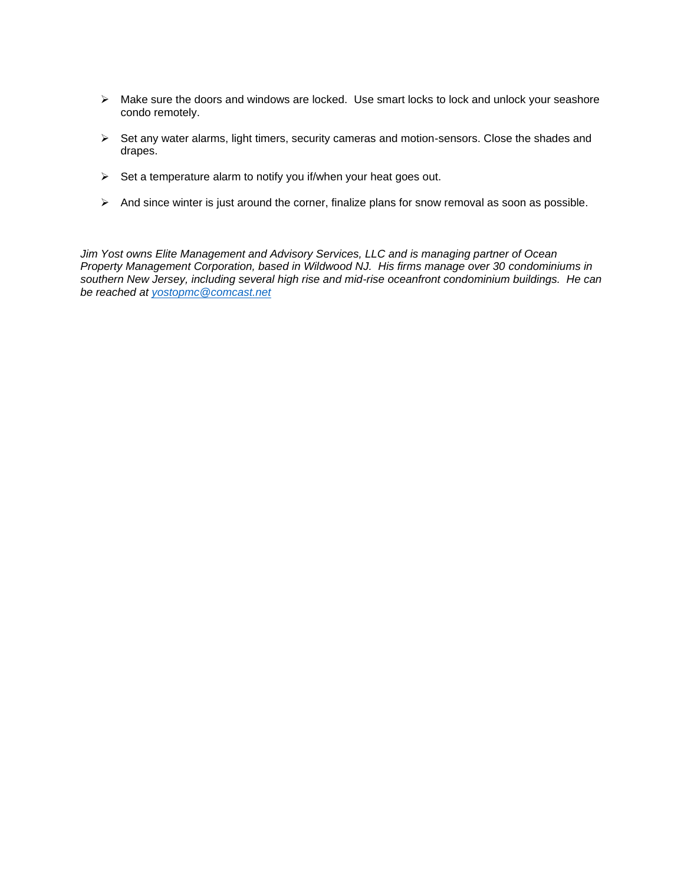- Make sure the doors and windows are locked.  Use smart locks to lock and unlock your seashore condo remotely.

- Set any water alarms, light timers, security cameras and motion-sensors. Close the shades and drapes.

- Set a temperature alarm to notify you if/when your heat goes out.

- And since winter is just around the corner, finalize plans for snow removal as soon as possible.

*Jim Yost owns Elite Management and Advisory Services, LLC and is managing partner of Ocean Property Management Corporation, based in Wildwood NJ.  His firms manage over 30 condominiums in southern New Jersey, including several high rise and mid-rise oceanfront condominium buildings.  He can be reached at [yostopmc@comcast.net](mailto:yostopmc@comcast.net)*